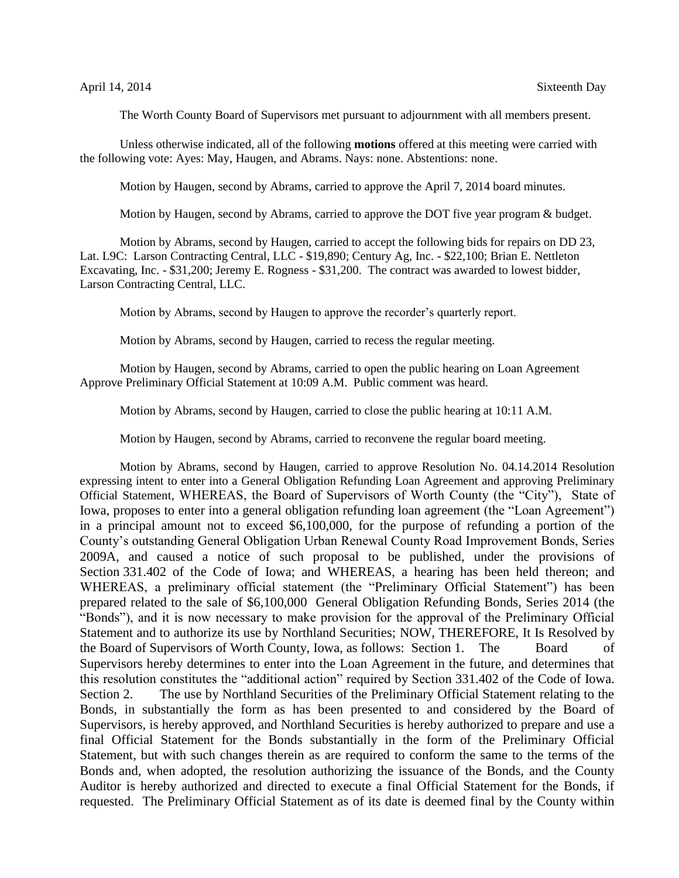April 14, 2014 Sixteenth Day

The Worth County Board of Supervisors met pursuant to adjournment with all members present.

Unless otherwise indicated, all of the following **motions** offered at this meeting were carried with the following vote: Ayes: May, Haugen, and Abrams. Nays: none. Abstentions: none.

Motion by Haugen, second by Abrams, carried to approve the April 7, 2014 board minutes.

Motion by Haugen, second by Abrams, carried to approve the DOT five year program & budget.

Motion by Abrams, second by Haugen, carried to accept the following bids for repairs on DD 23, Lat. L9C: Larson Contracting Central, LLC - $19,890; Century Ag, Inc. - $22,100; Brian E. Nettleton Excavating, Inc. - $31,200; Jeremy E. Rogness - $31,200. The contract was awarded to lowest bidder, Larson Contracting Central, LLC.

Motion by Abrams, second by Haugen to approve the recorder's quarterly report.

Motion by Abrams, second by Haugen, carried to recess the regular meeting.

Motion by Haugen, second by Abrams, carried to open the public hearing on Loan Agreement Approve Preliminary Official Statement at 10:09 A.M. Public comment was heard.

Motion by Abrams, second by Haugen, carried to close the public hearing at 10:11 A.M.

Motion by Haugen, second by Abrams, carried to reconvene the regular board meeting.

Motion by Abrams, second by Haugen, carried to approve Resolution No. 04.14.2014 Resolution expressing intent to enter into a General Obligation Refunding Loan Agreement and approving Preliminary Official Statement, WHEREAS, the Board of Supervisors of Worth County (the "City"), State of Iowa, proposes to enter into a general obligation refunding loan agreement (the "Loan Agreement") in a principal amount not to exceed $6,100,000, for the purpose of refunding a portion of the County's outstanding General Obligation Urban Renewal County Road Improvement Bonds, Series 2009A, and caused a notice of such proposal to be published, under the provisions of Section 331.402 of the Code of Iowa; and WHEREAS, a hearing has been held thereon; and WHEREAS, a preliminary official statement (the "Preliminary Official Statement") has been prepared related to the sale of $6,100,000 General Obligation Refunding Bonds, Series 2014 (the "Bonds"), and it is now necessary to make provision for the approval of the Preliminary Official Statement and to authorize its use by Northland Securities; NOW, THEREFORE, It Is Resolved by the Board of Supervisors of Worth County, Iowa, as follows: Section 1. The Board of Supervisors hereby determines to enter into the Loan Agreement in the future, and determines that this resolution constitutes the "additional action" required by Section 331.402 of the Code of Iowa. Section 2. The use by Northland Securities of the Preliminary Official Statement relating to the Bonds, in substantially the form as has been presented to and considered by the Board of Supervisors, is hereby approved, and Northland Securities is hereby authorized to prepare and use a final Official Statement for the Bonds substantially in the form of the Preliminary Official Statement, but with such changes therein as are required to conform the same to the terms of the Bonds and, when adopted, the resolution authorizing the issuance of the Bonds, and the County Auditor is hereby authorized and directed to execute a final Official Statement for the Bonds, if requested. The Preliminary Official Statement as of its date is deemed final by the County within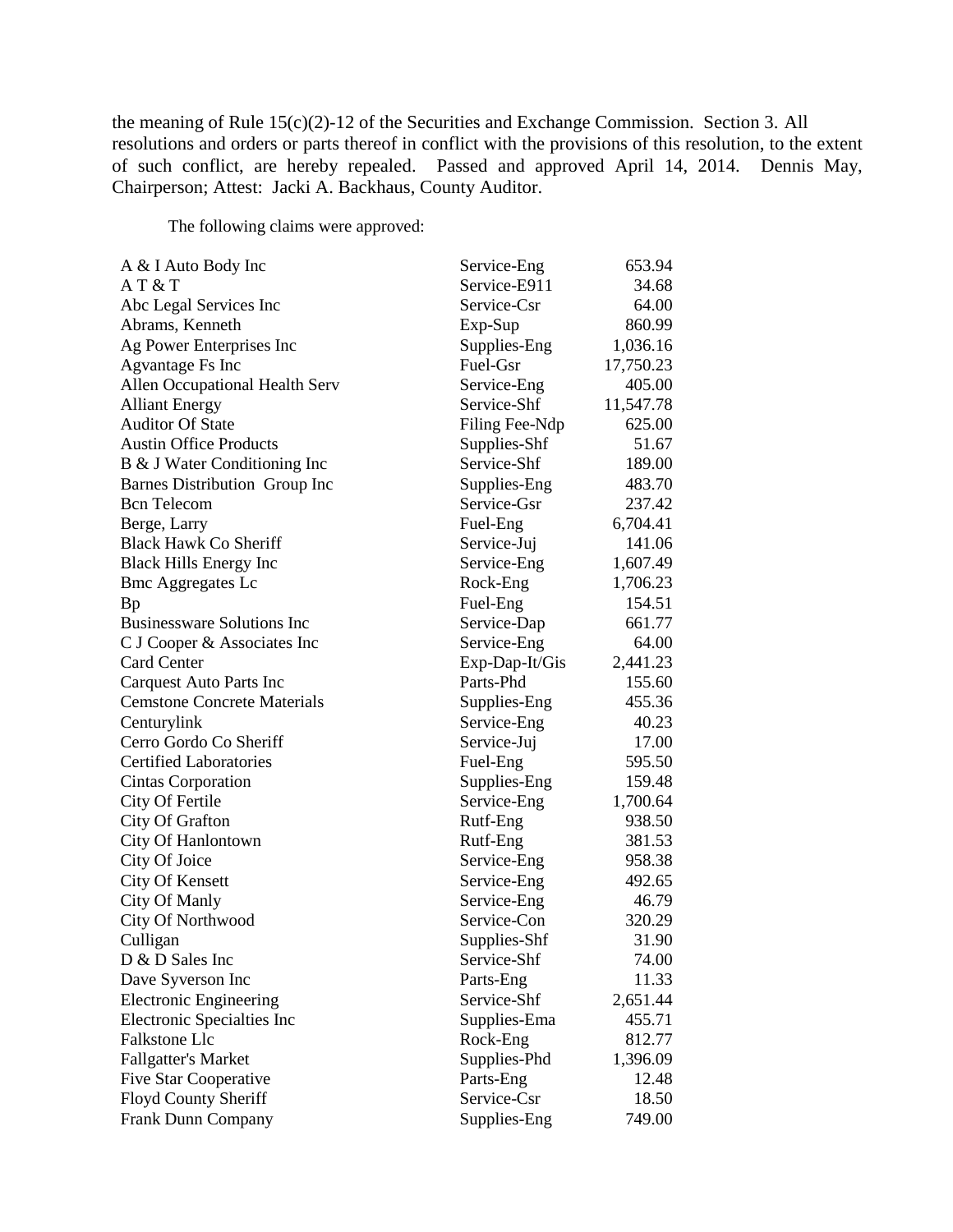the meaning of Rule 15(c)(2)-12 of the Securities and Exchange Commission. Section 3. All resolutions and orders or parts thereof in conflict with the provisions of this resolution, to the extent of such conflict, are hereby repealed. Passed and approved April 14, 2014. Dennis May, Chairperson; Attest: Jacki A. Backhaus, County Auditor.

The following claims were approved:

| | | |
|---|---|---|
| A & I Auto Body Inc | Service-Eng | 653.94 |
| A T & T | Service-E911 | 34.68 |
| Abc Legal Services Inc | Service-Csr | 64.00 |
| Abrams, Kenneth | Exp-Sup | 860.99 |
| Ag Power Enterprises Inc | Supplies-Eng | 1,036.16 |
| Agvantage Fs Inc | Fuel-Gsr | 17,750.23 |
| Allen Occupational Health Serv | Service-Eng | 405.00 |
| Alliant Energy | Service-Shf | 11,547.78 |
| Auditor Of State | Filing Fee-Ndp | 625.00 |
| Austin Office Products | Supplies-Shf | 51.67 |
| B & J Water Conditioning Inc | Service-Shf | 189.00 |
| Barnes Distribution Group Inc | Supplies-Eng | 483.70 |
| Bcn Telecom | Service-Gsr | 237.42 |
| Berge, Larry | Fuel-Eng | 6,704.41 |
| Black Hawk Co Sheriff | Service-Juj | 141.06 |
| Black Hills Energy Inc | Service-Eng | 1,607.49 |
| Bmc Aggregates Lc | Rock-Eng | 1,706.23 |
| Bp | Fuel-Eng | 154.51 |
| Businessware Solutions Inc | Service-Dap | 661.77 |
| C J Cooper & Associates Inc | Service-Eng | 64.00 |
| Card Center | Exp-Dap-It/Gis | 2,441.23 |
| Carquest Auto Parts Inc | Parts-Phd | 155.60 |
| Cemstone Concrete Materials | Supplies-Eng | 455.36 |
| Centurylink | Service-Eng | 40.23 |
| Cerro Gordo Co Sheriff | Service-Juj | 17.00 |
| Certified Laboratories | Fuel-Eng | 595.50 |
| Cintas Corporation | Supplies-Eng | 159.48 |
| City Of Fertile | Service-Eng | 1,700.64 |
| City Of Grafton | Rutf-Eng | 938.50 |
| City Of Hanlontown | Rutf-Eng | 381.53 |
| City Of Joice | Service-Eng | 958.38 |
| City Of Kensett | Service-Eng | 492.65 |
| City Of Manly | Service-Eng | 46.79 |
| City Of Northwood | Service-Con | 320.29 |
| Culligan | Supplies-Shf | 31.90 |
| D & D Sales Inc | Service-Shf | 74.00 |
| Dave Syverson Inc | Parts-Eng | 11.33 |
| Electronic Engineering | Service-Shf | 2,651.44 |
| Electronic Specialties Inc | Supplies-Ema | 455.71 |
| Falkstone Llc | Rock-Eng | 812.77 |
| Fallgatter's Market | Supplies-Phd | 1,396.09 |
| Five Star Cooperative | Parts-Eng | 12.48 |
| Floyd County Sheriff | Service-Csr | 18.50 |
| Frank Dunn Company | Supplies-Eng | 749.00 |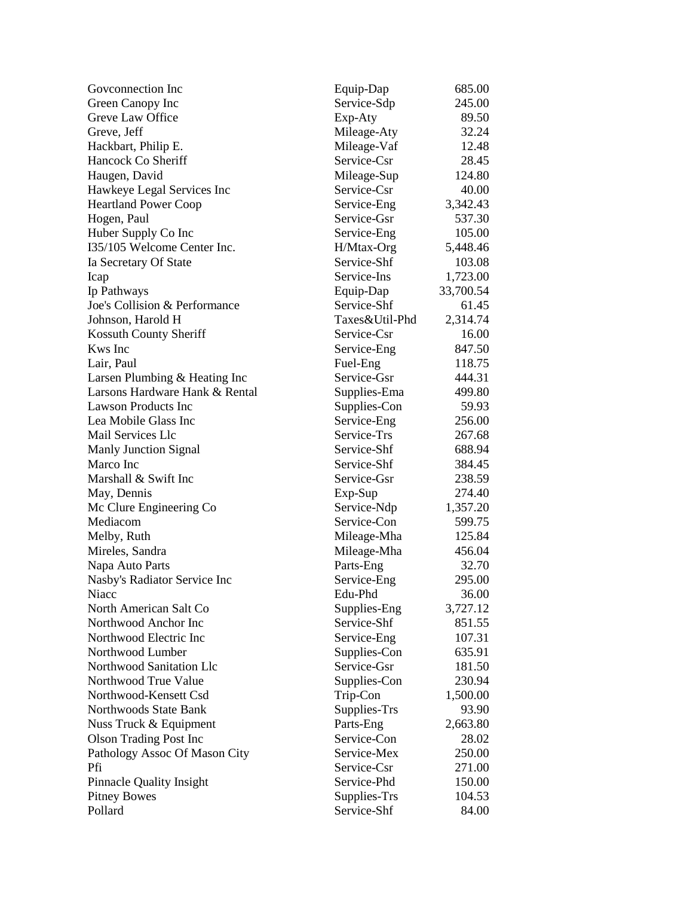| | | |
|---|---|---|
| Govconnection Inc | Equip-Dap | 685.00 |
| Green Canopy Inc | Service-Sdp | 245.00 |
| Greve Law Office | Exp-Aty | 89.50 |
| Greve, Jeff | Mileage-Aty | 32.24 |
| Hackbart, Philip E. | Mileage-Vaf | 12.48 |
| Hancock Co Sheriff | Service-Csr | 28.45 |
| Haugen, David | Mileage-Sup | 124.80 |
| Hawkeye Legal Services Inc | Service-Csr | 40.00 |
| Heartland Power Coop | Service-Eng | 3,342.43 |
| Hogen, Paul | Service-Gsr | 537.30 |
| Huber Supply Co Inc | Service-Eng | 105.00 |
| I35/105 Welcome Center Inc. | H/Mtax-Org | 5,448.46 |
| Ia Secretary Of State | Service-Shf | 103.08 |
| Icap | Service-Ins | 1,723.00 |
| Ip Pathways | Equip-Dap | 33,700.54 |
| Joe's Collision & Performance | Service-Shf | 61.45 |
| Johnson, Harold H | Taxes&Util-Phd | 2,314.74 |
| Kossuth County Sheriff | Service-Csr | 16.00 |
| Kws Inc | Service-Eng | 847.50 |
| Lair, Paul | Fuel-Eng | 118.75 |
| Larsen Plumbing & Heating Inc | Service-Gsr | 444.31 |
| Larsons Hardware Hank & Rental | Supplies-Ema | 499.80 |
| Lawson Products Inc | Supplies-Con | 59.93 |
| Lea Mobile Glass Inc | Service-Eng | 256.00 |
| Mail Services Llc | Service-Trs | 267.68 |
| Manly Junction Signal | Service-Shf | 688.94 |
| Marco Inc | Service-Shf | 384.45 |
| Marshall & Swift Inc | Service-Gsr | 238.59 |
| May, Dennis | Exp-Sup | 274.40 |
| Mc Clure Engineering Co | Service-Ndp | 1,357.20 |
| Mediacom | Service-Con | 599.75 |
| Melby, Ruth | Mileage-Mha | 125.84 |
| Mireles, Sandra | Mileage-Mha | 456.04 |
| Napa Auto Parts | Parts-Eng | 32.70 |
| Nasby's Radiator Service Inc | Service-Eng | 295.00 |
| Niacc | Edu-Phd | 36.00 |
| North American Salt Co | Supplies-Eng | 3,727.12 |
| Northwood Anchor Inc | Service-Shf | 851.55 |
| Northwood Electric Inc | Service-Eng | 107.31 |
| Northwood Lumber | Supplies-Con | 635.91 |
| Northwood Sanitation Llc | Service-Gsr | 181.50 |
| Northwood True Value | Supplies-Con | 230.94 |
| Northwood-Kensett Csd | Trip-Con | 1,500.00 |
| Northwoods State Bank | Supplies-Trs | 93.90 |
| Nuss Truck & Equipment | Parts-Eng | 2,663.80 |
| Olson Trading Post Inc | Service-Con | 28.02 |
| Pathology Assoc Of Mason City | Service-Mex | 250.00 |
| Pfi | Service-Csr | 271.00 |
| Pinnacle Quality Insight | Service-Phd | 150.00 |
| Pitney Bowes | Supplies-Trs | 104.53 |
| Pollard | Service-Shf | 84.00 |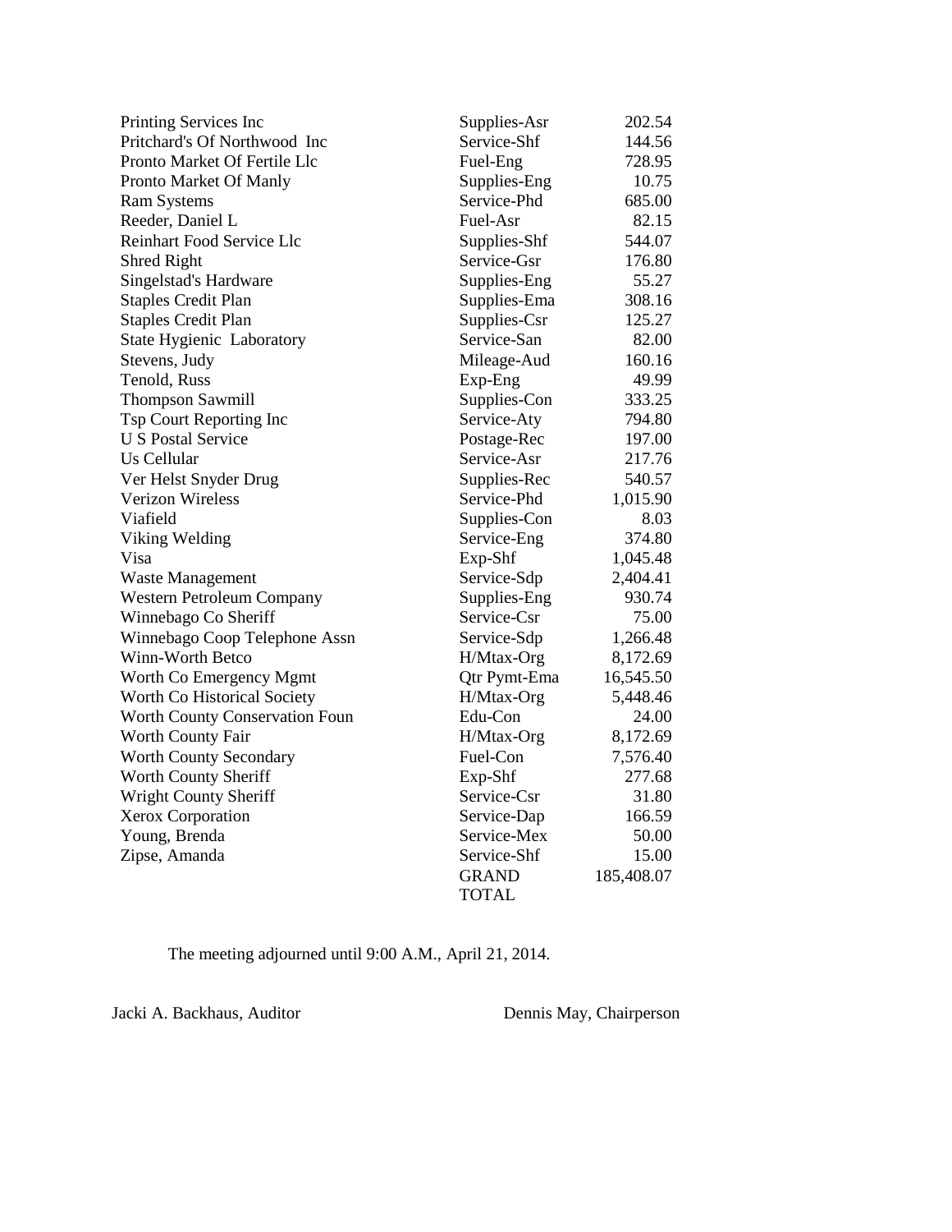| | | |
|---|---|---|
| Printing Services Inc | Supplies-Asr | 202.54 |
| Pritchard's Of Northwood Inc | Service-Shf | 144.56 |
| Pronto Market Of Fertile Llc | Fuel-Eng | 728.95 |
| Pronto Market Of Manly | Supplies-Eng | 10.75 |
| Ram Systems | Service-Phd | 685.00 |
| Reeder, Daniel L | Fuel-Asr | 82.15 |
| Reinhart Food Service Llc | Supplies-Shf | 544.07 |
| Shred Right | Service-Gsr | 176.80 |
| Singelstad's Hardware | Supplies-Eng | 55.27 |
| Staples Credit Plan | Supplies-Ema | 308.16 |
| Staples Credit Plan | Supplies-Csr | 125.27 |
| State Hygienic Laboratory | Service-San | 82.00 |
| Stevens, Judy | Mileage-Aud | 160.16 |
| Tenold, Russ | Exp-Eng | 49.99 |
| Thompson Sawmill | Supplies-Con | 333.25 |
| Tsp Court Reporting Inc | Service-Aty | 794.80 |
| U S Postal Service | Postage-Rec | 197.00 |
| Us Cellular | Service-Asr | 217.76 |
| Ver Helst Snyder Drug | Supplies-Rec | 540.57 |
| Verizon Wireless | Service-Phd | 1,015.90 |
| Viafield | Supplies-Con | 8.03 |
| Viking Welding | Service-Eng | 374.80 |
| Visa | Exp-Shf | 1,045.48 |
| Waste Management | Service-Sdp | 2,404.41 |
| Western Petroleum Company | Supplies-Eng | 930.74 |
| Winnebago Co Sheriff | Service-Csr | 75.00 |
| Winnebago Coop Telephone Assn | Service-Sdp | 1,266.48 |
| Winn-Worth Betco | H/Mtax-Org | 8,172.69 |
| Worth Co Emergency Mgmt | Qtr Pymt-Ema | 16,545.50 |
| Worth Co Historical Society | H/Mtax-Org | 5,448.46 |
| Worth County Conservation Foun | Edu-Con | 24.00 |
| Worth County Fair | H/Mtax-Org | 8,172.69 |
| Worth County Secondary | Fuel-Con | 7,576.40 |
| Worth County Sheriff | Exp-Shf | 277.68 |
| Wright County Sheriff | Service-Csr | 31.80 |
| Xerox Corporation | Service-Dap | 166.59 |
| Young, Brenda | Service-Mex | 50.00 |
| Zipse, Amanda | Service-Shf | 15.00 |
| | GRAND TOTAL | 185,408.07 |

The meeting adjourned until 9:00 A.M., April 21, 2014.

Jacki A. Backhaus, Auditor

Dennis May, Chairperson